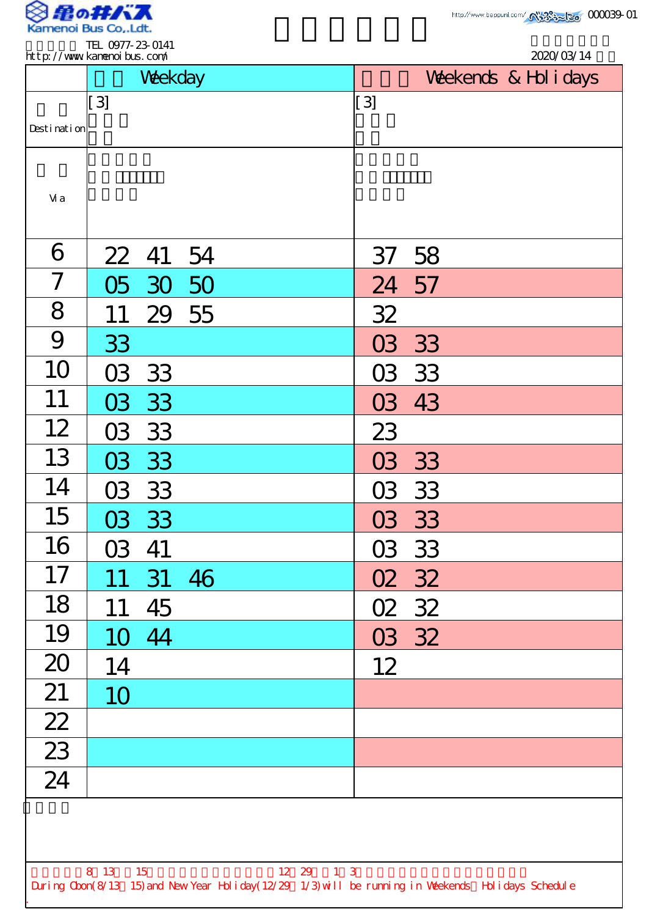Kamenoi Bus Co.,Ldt.

TEL 0977-23-0141
http://www.kamenoibus.com/

000039-01

2020/03/14

| | Weekday | Weekends & Holidays |
|---|---|---|
| Destination | [3] | [3] |
| Via | | |
| 6 | 22 41 54 | 37 58 |
| 7 | 05 30 50 | 24 57 |
| 8 | 11 29 55 | 32 |
| 9 | 33 | 03 33 |
| 10 | 03 33 | 03 33 |
| 11 | 03 33 | 03 43 |
| 12 | 03 33 | 23 |
| 13 | 03 33 | 03 33 |
| 14 | 03 33 | 03 33 |
| 15 | 03 33 | 03 33 |
| 16 | 03 41 | 03 33 |
| 17 | 11 31 46 | 02 32 |
| 18 | 11 45 | 02 32 |
| 19 | 10 44 | 03 32 |
| 20 | 14 | 12 |
| 21 | 10 | |
| 22 | | |
| 23 | | |
| 24 | | |

8 13 15 12 29 1 3

During Obon(8/13 15) and New Year Holiday(12/29 1/3) will be running in Weekends Holidays Schedule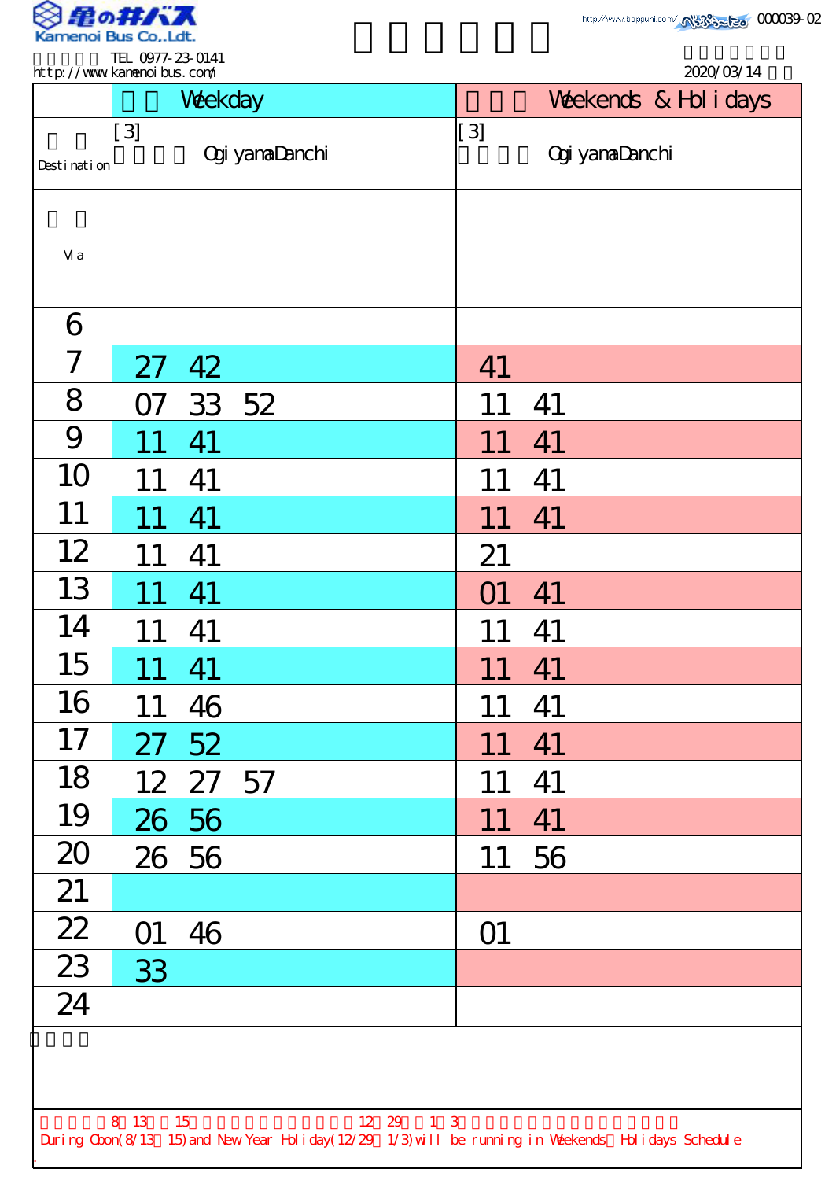Kamenoi Bus Co.,Ldt.

TEL 0977-23-0141
http://www.kamenoibus.com/

000039-02

2020/03/14

| | Weekday | Weekends & Holidays |
|---|---|---|
| Destination | [3] Ogi yama Danchi | [3] Ogi yama Danchi |
| Via | | |
| 6 | | |
| 7 | 27 42 | 41 |
| 8 | 07 33 52 | 11 41 |
| 9 | 11 41 | 11 41 |
| 10 | 11 41 | 11 41 |
| 11 | 11 41 | 11 41 |
| 12 | 11 41 | 21 |
| 13 | 11 41 | 01 41 |
| 14 | 11 41 | 11 41 |
| 15 | 11 41 | 11 41 |
| 16 | 11 46 | 11 41 |
| 17 | 27 52 | 11 41 |
| 18 | 12 27 57 | 11 41 |
| 19 | 26 56 | 11 41 |
| 20 | 26 56 | 11 56 |
| 21 | | |
| 22 | 01 46 | 01 |
| 23 | 33 | |
| 24 | | |

8 13 15 12 29 1 3

During Obon(8/13 15) and New Year Holiday(12/29 1/3) will be running in Weekends Holidays Schedule